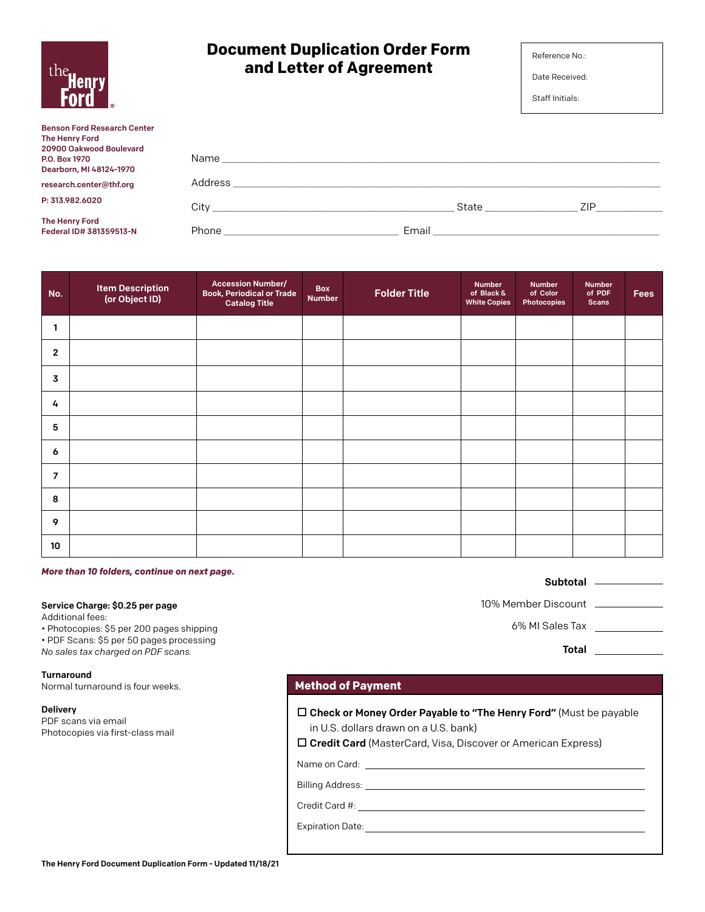# Document Duplication Order Form and Letter of Agreement

Reference No.:

Date Received:

Staff Initials:

**Benson Ford Research Center**
**The Henry Ford**
**20900 Oakwood Boulevard**
**P.O. Box 1970**
**Dearborn, MI 48124-1970**

**research.center@thf.org**

**P: 313.982.6020**

**The Henry Ford**
**Federal ID# 381359513-N**

Name ______________________________

Address ______________________________

City ______________________ State ____________ ZIP__________

Phone ______________________ Email ______________________

| No. | Item Description (or Object ID) | Accession Number/ Book, Periodical or Trade Catalog Title | Box Number | Folder Title | Number of Black & White Copies | Number of Color Photocopies | Number of PDF Scans | Fees |
|---|---|---|---|---|---|---|---|---|
| 1 | | | | | | | | |
| 2 | | | | | | | | |
| 3 | | | | | | | | |
| 4 | | | | | | | | |
| 5 | | | | | | | | |
| 6 | | | | | | | | |
| 7 | | | | | | | | |
| 8 | | | | | | | | |
| 9 | | | | | | | | |
| 10 | | | | | | | | |

***More than 10 folders, continue on next page.***

**Subtotal** __________

10% Member Discount __________

6% MI Sales Tax __________

**Total** __________

**Service Charge: $0.25 per page**
Additional fees:
- Photocopies: $5 per 200 pages shipping
- PDF Scans: $5 per 50 pages processing

*No sales tax charged on PDF scans.*

**Turnaround**
Normal turnaround is four weeks.

**Delivery**
PDF scans via email
Photocopies via first-class mail

## Method of Payment

☐ **Check or Money Order Payable to "The Henry Ford"** (Must be payable in U.S. dollars drawn on a U.S. bank)

☐ **Credit Card** (MasterCard, Visa, Discover or American Express)

Name on Card: ______________________

Billing Address: ______________________

Credit Card #: ______________________

Expiration Date: ______________________

The Henry Ford Document Duplication Form - Updated 11/18/21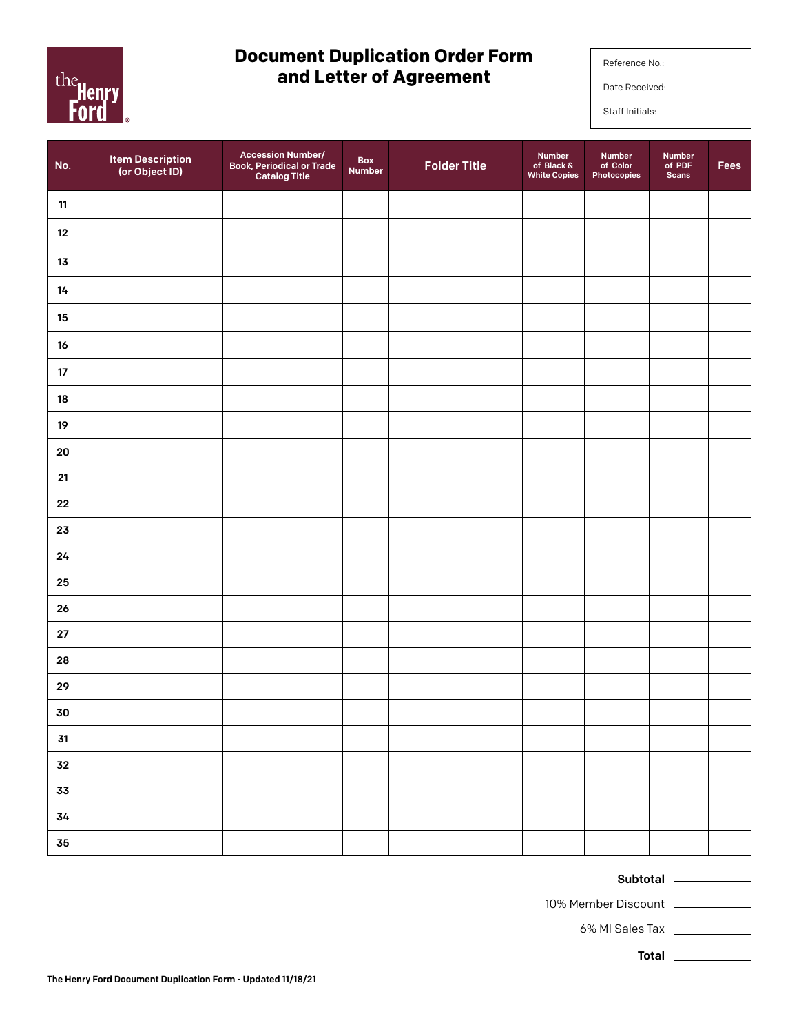# Document Duplication Order Form and Letter of Agreement

Reference No.:

Date Received:

Staff Initials:

| No. | Item Description (or Object ID) | Accession Number/ Book, Periodical or Trade Catalog Title | Box Number | Folder Title | Number of Black & White Copies | Number of Color Photocopies | Number of PDF Scans | Fees |
|---|---|---|---|---|---|---|---|---|
| 11 | | | | | | | | |
| 12 | | | | | | | | |
| 13 | | | | | | | | |
| 14 | | | | | | | | |
| 15 | | | | | | | | |
| 16 | | | | | | | | |
| 17 | | | | | | | | |
| 18 | | | | | | | | |
| 19 | | | | | | | | |
| 20 | | | | | | | | |
| 21 | | | | | | | | |
| 22 | | | | | | | | |
| 23 | | | | | | | | |
| 24 | | | | | | | | |
| 25 | | | | | | | | |
| 26 | | | | | | | | |
| 27 | | | | | | | | |
| 28 | | | | | | | | |
| 29 | | | | | | | | |
| 30 | | | | | | | | |
| 31 | | | | | | | | |
| 32 | | | | | | | | |
| 33 | | | | | | | | |
| 34 | | | | | | | | |
| 35 | | | | | | | | |

**Subtotal** ____________

10% Member Discount ____________

6% MI Sales Tax ____________

**Total** ____________

**The Henry Ford Document Duplication Form - Updated 11/18/21**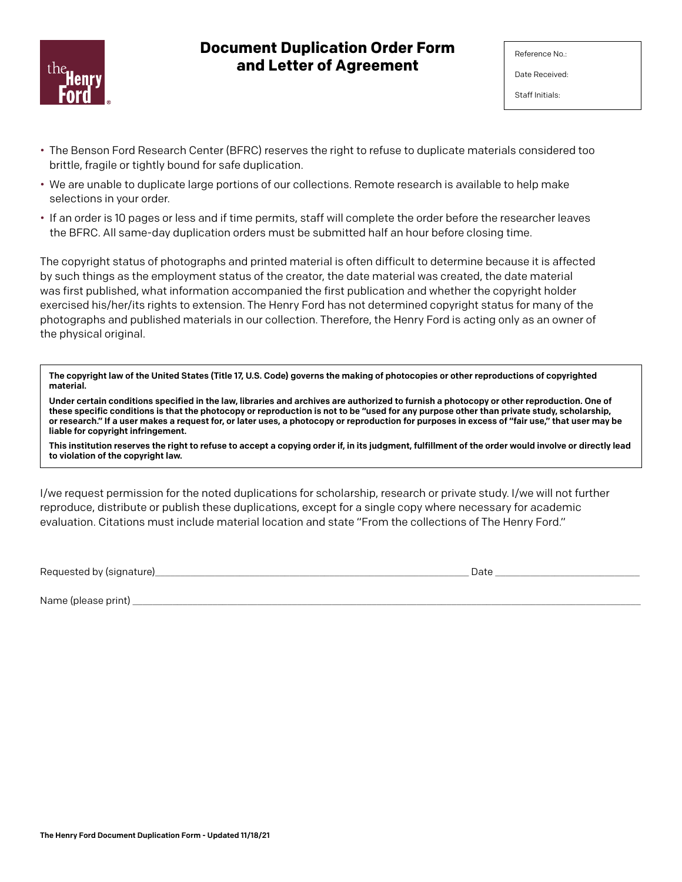# Document Duplication Order Form and Letter of Agreement

Reference No.:

Date Received:

Staff Initials:

- The Benson Ford Research Center (BFRC) reserves the right to refuse to duplicate materials considered too brittle, fragile or tightly bound for safe duplication.
- We are unable to duplicate large portions of our collections. Remote research is available to help make selections in your order.
- If an order is 10 pages or less and if time permits, staff will complete the order before the researcher leaves the BFRC. All same-day duplication orders must be submitted half an hour before closing time.

The copyright status of photographs and printed material is often difficult to determine because it is affected by such things as the employment status of the creator, the date material was created, the date material was first published, what information accompanied the first publication and whether the copyright holder exercised his/her/its rights to extension. The Henry Ford has not determined copyright status for many of the photographs and published materials in our collection. Therefore, the Henry Ford is acting only as an owner of the physical original.

**The copyright law of the United States (Title 17, U.S. Code) governs the making of photocopies or other reproductions of copyrighted material.**

**Under certain conditions specified in the law, libraries and archives are authorized to furnish a photocopy or other reproduction. One of these specific conditions is that the photocopy or reproduction is not to be "used for any purpose other than private study, scholarship, or research." If a user makes a request for, or later uses, a photocopy or reproduction for purposes in excess of "fair use," that user may be liable for copyright infringement.**

**This institution reserves the right to refuse to accept a copying order if, in its judgment, fulfillment of the order would involve or directly lead to violation of the copyright law.**

I/we request permission for the noted duplications for scholarship, research or private study. I/we will not further reproduce, distribute or publish these duplications, except for a single copy where necessary for academic evaluation. Citations must include material location and state "From the collections of The Henry Ford."

Requested by (signature)_______________________________ Date _______________

Name (please print) _______________________________________________